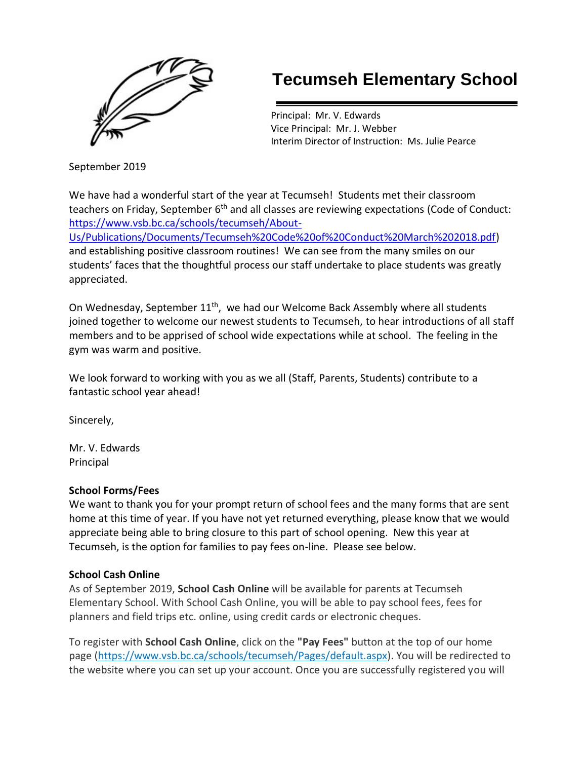# Tecumseh Elementary School

Principal: Mr. V. Edwards
Vice Principal: Mr. J. Webber
Interim Director of Instruction: Ms. Julie Pearce

September 2019

We have had a wonderful start of the year at Tecumseh! Students met their classroom teachers on Friday, September 6th and all classes are reviewing expectations (Code of Conduct: https://www.vsb.bc.ca/schools/tecumseh/About-Us/Publications/Documents/Tecumseh%20Code%20of%20Conduct%20March%202018.pdf) and establishing positive classroom routines! We can see from the many smiles on our students' faces that the thoughtful process our staff undertake to place students was greatly appreciated.

On Wednesday, September 11th, we had our Welcome Back Assembly where all students joined together to welcome our newest students to Tecumseh, to hear introductions of all staff members and to be apprised of school wide expectations while at school. The feeling in the gym was warm and positive.

We look forward to working with you as we all (Staff, Parents, Students) contribute to a fantastic school year ahead!

Sincerely,

Mr. V. Edwards
Principal

**School Forms/Fees**

We want to thank you for your prompt return of school fees and the many forms that are sent home at this time of year. If you have not yet returned everything, please know that we would appreciate being able to bring closure to this part of school opening. New this year at Tecumseh, is the option for families to pay fees on-line. Please see below.

**School Cash Online**

As of September 2019, **School Cash Online** will be available for parents at Tecumseh Elementary School. With School Cash Online, you will be able to pay school fees, fees for planners and field trips etc. online, using credit cards or electronic cheques.

To register with **School Cash Online**, click on the **"Pay Fees"** button at the top of our home page (https://www.vsb.bc.ca/schools/tecumseh/Pages/default.aspx). You will be redirected to the website where you can set up your account. Once you are successfully registered you will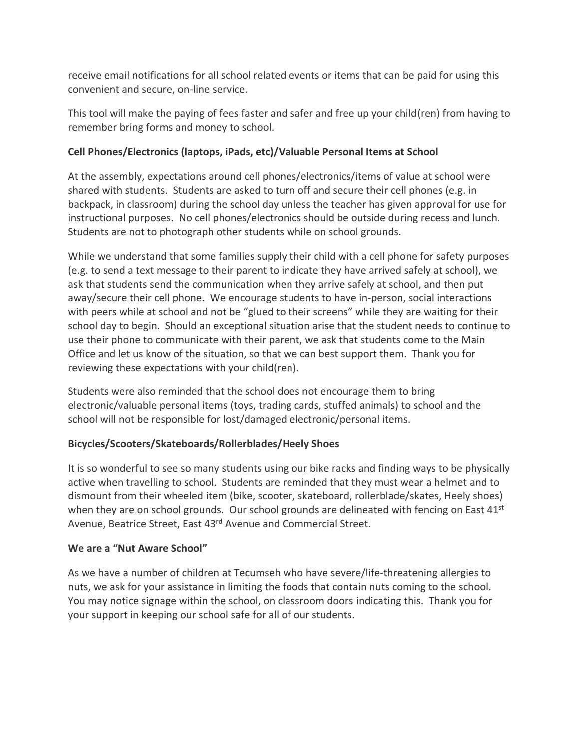receive email notifications for all school related events or items that can be paid for using this convenient and secure, on-line service.

This tool will make the paying of fees faster and safer and free up your child(ren) from having to remember bring forms and money to school.

**Cell Phones/Electronics (laptops, iPads, etc)/Valuable Personal Items at School**

At the assembly, expectations around cell phones/electronics/items of value at school were shared with students. Students are asked to turn off and secure their cell phones (e.g. in backpack, in classroom) during the school day unless the teacher has given approval for use for instructional purposes. No cell phones/electronics should be outside during recess and lunch. Students are not to photograph other students while on school grounds.

While we understand that some families supply their child with a cell phone for safety purposes (e.g. to send a text message to their parent to indicate they have arrived safely at school), we ask that students send the communication when they arrive safely at school, and then put away/secure their cell phone. We encourage students to have in-person, social interactions with peers while at school and not be "glued to their screens" while they are waiting for their school day to begin. Should an exceptional situation arise that the student needs to continue to use their phone to communicate with their parent, we ask that students come to the Main Office and let us know of the situation, so that we can best support them. Thank you for reviewing these expectations with your child(ren).

Students were also reminded that the school does not encourage them to bring electronic/valuable personal items (toys, trading cards, stuffed animals) to school and the school will not be responsible for lost/damaged electronic/personal items.

**Bicycles/Scooters/Skateboards/Rollerblades/Heely Shoes**

It is so wonderful to see so many students using our bike racks and finding ways to be physically active when travelling to school. Students are reminded that they must wear a helmet and to dismount from their wheeled item (bike, scooter, skateboard, rollerblade/skates, Heely shoes) when they are on school grounds. Our school grounds are delineated with fencing on East 41st Avenue, Beatrice Street, East 43rd Avenue and Commercial Street.

**We are a "Nut Aware School"**

As we have a number of children at Tecumseh who have severe/life-threatening allergies to nuts, we ask for your assistance in limiting the foods that contain nuts coming to the school. You may notice signage within the school, on classroom doors indicating this. Thank you for your support in keeping our school safe for all of our students.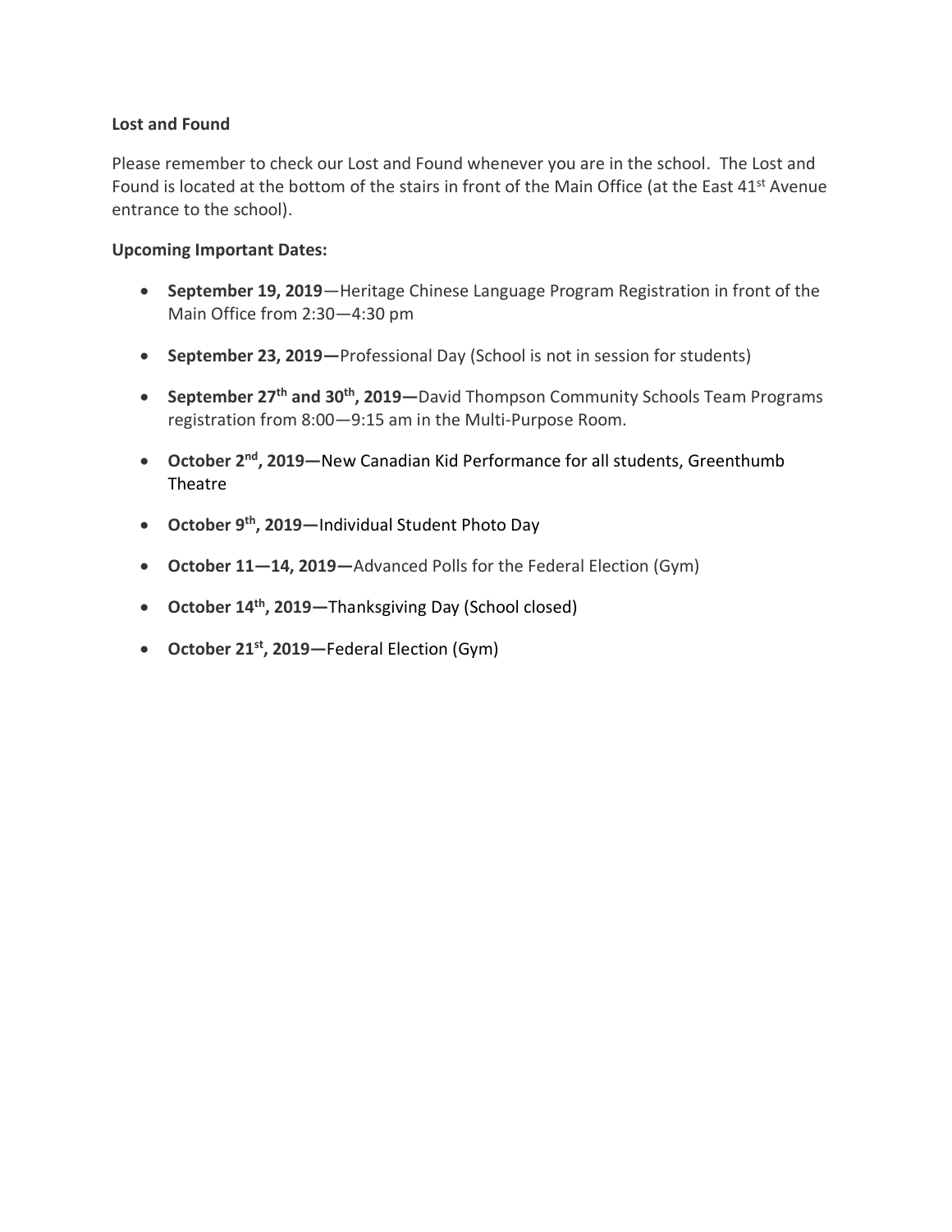**Lost and Found**

Please remember to check our Lost and Found whenever you are in the school. The Lost and Found is located at the bottom of the stairs in front of the Main Office (at the East 41st Avenue entrance to the school).

**Upcoming Important Dates:**

- **September 19, 2019**—Heritage Chinese Language Program Registration in front of the Main Office from 2:30—4:30 pm
- **September 23, 2019—**Professional Day (School is not in session for students)
- **September 27th and 30th, 2019—**David Thompson Community Schools Team Programs registration from 8:00—9:15 am in the Multi-Purpose Room.
- **October 2nd, 2019—**New Canadian Kid Performance for all students, Greenthumb Theatre
- **October 9th, 2019—**Individual Student Photo Day
- **October 11—14, 2019—**Advanced Polls for the Federal Election (Gym)
- **October 14th, 2019—**Thanksgiving Day (School closed)
- **October 21st, 2019—**Federal Election (Gym)